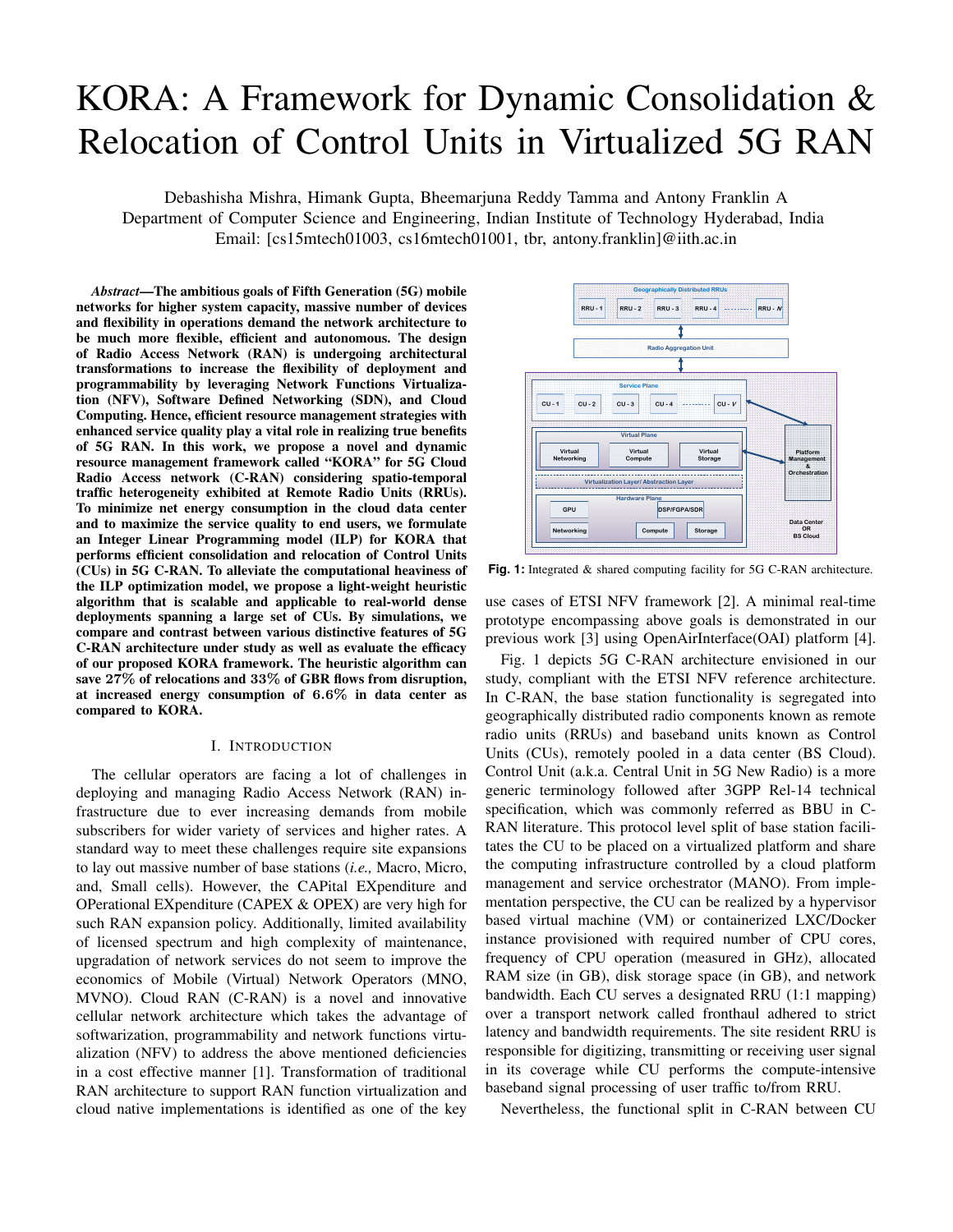# KORA: A Framework for Dynamic Consolidation & Relocation of Control Units in Virtualized 5G RAN

Debashisha Mishra, Himank Gupta, Bheemarjuna Reddy Tamma and Antony Franklin A
Department of Computer Science and Engineering, Indian Institute of Technology Hyderabad, India
Email: [cs15mtech01003, cs16mtech01001, tbr, antony.franklin]@iith.ac.in

***Abstract*—The ambitious goals of Fifth Generation (5G) mobile networks for higher system capacity, massive number of devices and flexibility in operations demand the network architecture to be much more flexible, efficient and autonomous. The design of Radio Access Network (RAN) is undergoing architectural transformations to increase the flexibility of deployment and programmability by leveraging Network Functions Virtualization (NFV), Software Defined Networking (SDN), and Cloud Computing. Hence, efficient resource management strategies with enhanced service quality play a vital role in realizing true benefits of 5G RAN. In this work, we propose a novel and dynamic resource management framework called "KORA" for 5G Cloud Radio Access network (C-RAN) considering spatio-temporal traffic heterogeneity exhibited at Remote Radio Units (RRUs). To minimize net energy consumption in the cloud data center and to maximize the service quality to end users, we formulate an Integer Linear Programming model (ILP) for KORA that performs efficient consolidation and relocation of Control Units (CUs) in 5G C-RAN. To alleviate the computational heaviness of the ILP optimization model, we propose a light-weight heuristic algorithm that is scalable and applicable to real-world dense deployments spanning a large set of CUs. By simulations, we compare and contrast between various distinctive features of 5G C-RAN architecture under study as well as evaluate the efficacy of our proposed KORA framework. The heuristic algorithm can save 27% of relocations and 33% of GBR flows from disruption, at increased energy consumption of 6.6% in data center as compared to KORA.**

## I. Introduction

The cellular operators are facing a lot of challenges in deploying and managing Radio Access Network (RAN) infrastructure due to ever increasing demands from mobile subscribers for wider variety of services and higher rates. A standard way to meet these challenges require site expansions to lay out massive number of base stations (*i.e.,* Macro, Micro, and, Small cells). However, the CAPital EXpenditure and OPerational EXpenditure (CAPEX & OPEX) are very high for such RAN expansion policy. Additionally, limited availability of licensed spectrum and high complexity of maintenance, upgradation of network services do not seem to improve the economics of Mobile (Virtual) Network Operators (MNO, MVNO). Cloud RAN (C-RAN) is a novel and innovative cellular network architecture which takes the advantage of softwarization, programmability and network functions virtualization (NFV) to address the above mentioned deficiencies in a cost effective manner [1]. Transformation of traditional RAN architecture to support RAN function virtualization and cloud native implementations is identified as one of the key use cases of ETSI NFV framework [2]. A minimal real-time prototype encompassing above goals is demonstrated in our previous work [3] using OpenAirInterface(OAI) platform [4].

Fig. 1: Integrated & shared computing facility for 5G C-RAN architecture.

Fig. 1 depicts 5G C-RAN architecture envisioned in our study, compliant with the ETSI NFV reference architecture. In C-RAN, the base station functionality is segregated into geographically distributed radio components known as remote radio units (RRUs) and baseband units known as Control Units (CUs), remotely pooled in a data center (BS Cloud). Control Unit (a.k.a. Central Unit in 5G New Radio) is a more generic terminology followed after 3GPP Rel-14 technical specification, which was commonly referred as BBU in C-RAN literature. This protocol level split of base station facilitates the CU to be placed on a virtualized platform and share the computing infrastructure controlled by a cloud platform management and service orchestrator (MANO). From implementation perspective, the CU can be realized by a hypervisor based virtual machine (VM) or containerized LXC/Docker instance provisioned with required number of CPU cores, frequency of CPU operation (measured in GHz), allocated RAM size (in GB), disk storage space (in GB), and network bandwidth. Each CU serves a designated RRU (1:1 mapping) over a transport network called fronthaul adhered to strict latency and bandwidth requirements. The site resident RRU is responsible for digitizing, transmitting or receiving user signal in its coverage while CU performs the compute-intensive baseband signal processing of user traffic to/from RRU.

Nevertheless, the functional split in C-RAN between CU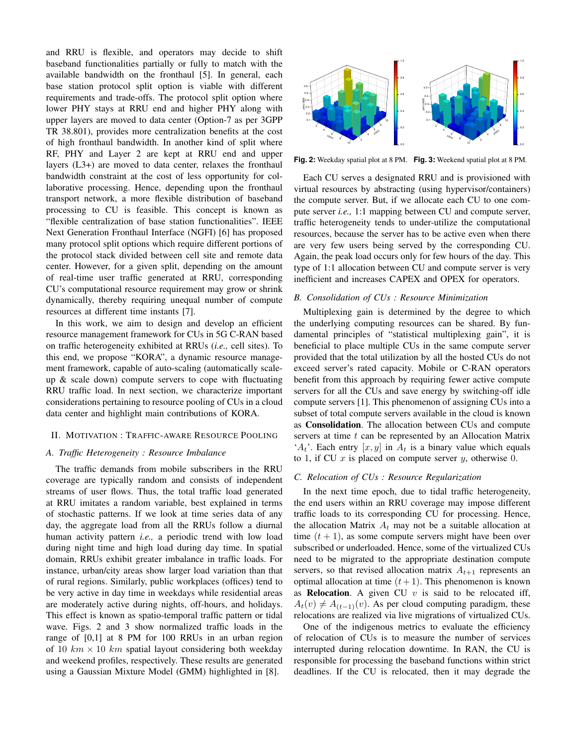and RRU is flexible, and operators may decide to shift baseband functionalities partially or fully to match with the available bandwidth on the fronthaul [5]. In general, each base station protocol split option is viable with different requirements and trade-offs. The protocol split option where lower PHY stays at RRU end and higher PHY along with upper layers are moved to data center (Option-7 as per 3GPP TR 38.801), provides more centralization benefits at the cost of high fronthaul bandwidth. In another kind of split where RF, PHY and Layer 2 are kept at RRU end and upper layers (L3+) are moved to data center, relaxes the fronthaul bandwidth constraint at the cost of less opportunity for collaborative processing. Hence, depending upon the fronthaul transport network, a more flexible distribution of baseband processing to CU is feasible. This concept is known as "flexible centralization of base station functionalities". IEEE Next Generation Fronthaul Interface (NGFI) [6] has proposed many protocol split options which require different portions of the protocol stack divided between cell site and remote data center. However, for a given split, depending on the amount of real-time user traffic generated at RRU, corresponding CU's computational resource requirement may grow or shrink dynamically, thereby requiring unequal number of compute resources at different time instants [7].

In this work, we aim to design and develop an efficient resource management framework for CUs in 5G C-RAN based on traffic heterogeneity exhibited at RRUs (*i.e.,* cell sites). To this end, we propose "KORA", a dynamic resource management framework, capable of auto-scaling (automatically scale-up & scale down) compute servers to cope with fluctuating RRU traffic load. In next section, we characterize important considerations pertaining to resource pooling of CUs in a cloud data center and highlight main contributions of KORA.

## II. Motivation : Traffic-aware Resource Pooling

### A. Traffic Heterogeneity : Resource Imbalance

The traffic demands from mobile subscribers in the RRU coverage are typically random and consists of independent streams of user flows. Thus, the total traffic load generated at RRU imitates a random variable, best explained in terms of stochastic patterns. If we look at time series data of any day, the aggregate load from all the RRUs follow a diurnal human activity pattern *i.e.,* a periodic trend with low load during night time and high load during day time. In spatial domain, RRUs exhibit greater imbalance in traffic loads. For instance, urban/city areas show larger load variation than that of rural regions. Similarly, public workplaces (offices) tend to be very active in day time in weekdays while residential areas are moderately active during nights, off-hours, and holidays. This effect is known as spatio-temporal traffic pattern or tidal wave. Figs. 2 and 3 show normalized traffic loads in the range of [0,1] at 8 PM for 100 RRUs in an urban region of 10 $km \times 10$ $km$ spatial layout considering both weekday and weekend profiles, respectively. These results are generated using a Gaussian Mixture Model (GMM) highlighted in [8].

**Fig. 2:** Weekday spatial plot at 8 PM. **Fig. 3:** Weekend spatial plot at 8 PM.

Each CU serves a designated RRU and is provisioned with virtual resources by abstracting (using hypervisor/containers) the compute server. But, if we allocate each CU to one compute server *i.e.,* 1:1 mapping between CU and compute server, traffic heterogeneity tends to under-utilize the computational resources, because the server has to be active even when there are very few users being served by the corresponding CU. Again, the peak load occurs only for few hours of the day. This type of 1:1 allocation between CU and compute server is very inefficient and increases CAPEX and OPEX for operators.

### B. Consolidation of CUs : Resource Minimization

Multiplexing gain is determined by the degree to which the underlying computing resources can be shared. By fundamental principles of "statistical multiplexing gain", it is beneficial to place multiple CUs in the same compute server provided that the total utilization by all the hosted CUs do not exceed server's rated capacity. Mobile or C-RAN operators benefit from this approach by requiring fewer active compute servers for all the CUs and save energy by switching-off idle compute servers [1]. This phenomenon of assigning CUs into a subset of total compute servers available in the cloud is known as **Consolidation**. The allocation between CUs and compute servers at time $t$ can be represented by an Allocation Matrix '$A_t$'. Each entry $[x, y]$ in $A_t$ is a binary value which equals to 1, if CU $x$ is placed on compute server $y$, otherwise 0.

### C. Relocation of CUs : Resource Regularization

In the next time epoch, due to tidal traffic heterogeneity, the end users within an RRU coverage may impose different traffic loads to its corresponding CU for processing. Hence, the allocation Matrix $A_t$ may not be a suitable allocation at time $(t + 1)$, as some compute servers might have been over subscribed or underloaded. Hence, some of the virtualized CUs need to be migrated to the appropriate destination compute servers, so that revised allocation matrix $A_{t+1}$ represents an optimal allocation at time $(t+1)$. This phenomenon is known as **Relocation**. A given CU $v$ is said to be relocated iff, $A_t(v) \neq A_{(t-1)}(v)$. As per cloud computing paradigm, these relocations are realized via live migrations of virtualized CUs.

One of the indigenous metrics to evaluate the efficiency of relocation of CUs is to measure the number of services interrupted during relocation downtime. In RAN, the CU is responsible for processing the baseband functions within strict deadlines. If the CU is relocated, then it may degrade the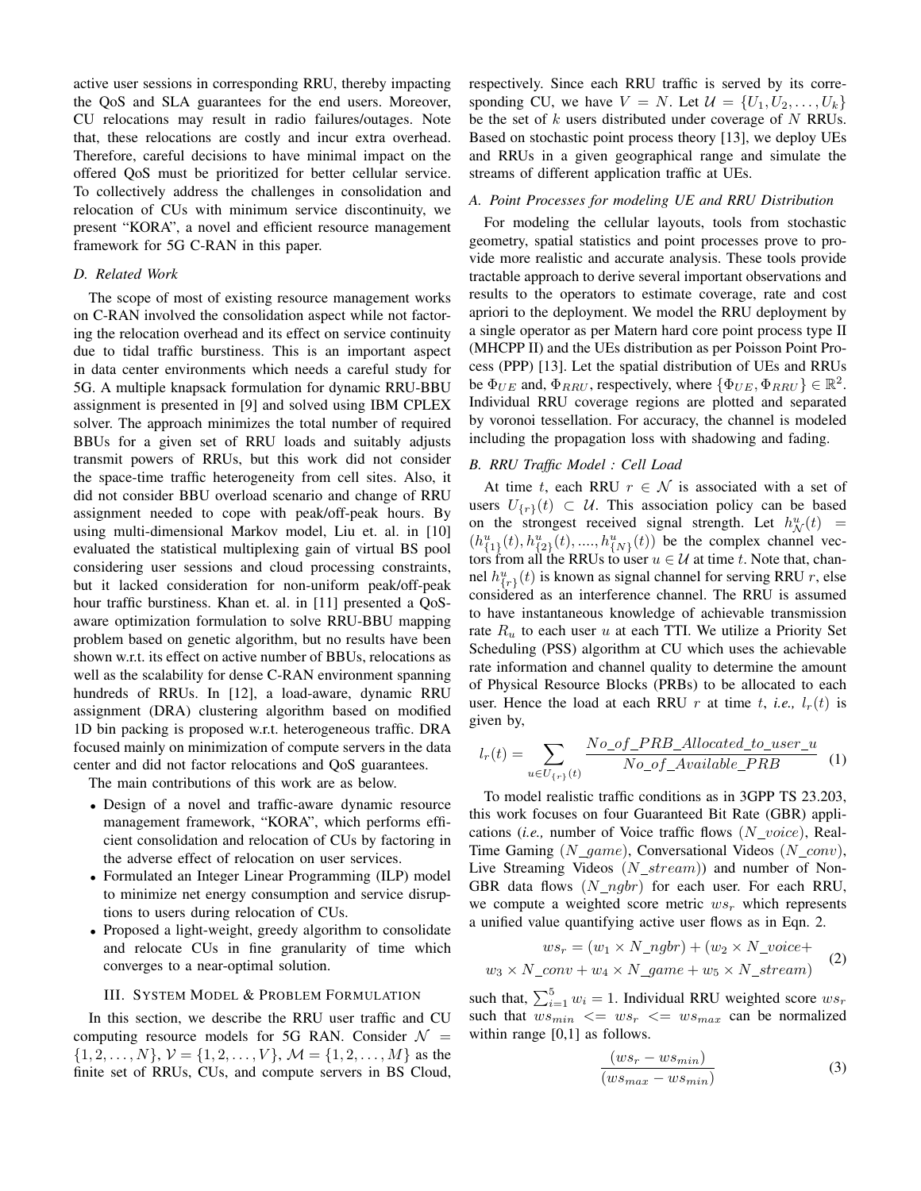active user sessions in corresponding RRU, thereby impacting the QoS and SLA guarantees for the end users. Moreover, CU relocations may result in radio failures/outages. Note that, these relocations are costly and incur extra overhead. Therefore, careful decisions to have minimal impact on the offered QoS must be prioritized for better cellular service. To collectively address the challenges in consolidation and relocation of CUs with minimum service discontinuity, we present "KORA", a novel and efficient resource management framework for 5G C-RAN in this paper.

### D. Related Work

The scope of most of existing resource management works on C-RAN involved the consolidation aspect while not factoring the relocation overhead and its effect on service continuity due to tidal traffic burstiness. This is an important aspect in data center environments which needs a careful study for 5G. A multiple knapsack formulation for dynamic RRU-BBU assignment is presented in [9] and solved using IBM CPLEX solver. The approach minimizes the total number of required BBUs for a given set of RRU loads and suitably adjusts transmit powers of RRUs, but this work did not consider the space-time traffic heterogeneity from cell sites. Also, it did not consider BBU overload scenario and change of RRU assignment needed to cope with peak/off-peak hours. By using multi-dimensional Markov model, Liu et. al. in [10] evaluated the statistical multiplexing gain of virtual BS pool considering user sessions and cloud processing constraints, but it lacked consideration for non-uniform peak/off-peak hour traffic burstiness. Khan et. al. in [11] presented a QoS-aware optimization formulation to solve RRU-BBU mapping problem based on genetic algorithm, but no results have been shown w.r.t. its effect on active number of BBUs, relocations as well as the scalability for dense C-RAN environment spanning hundreds of RRUs. In [12], a load-aware, dynamic RRU assignment (DRA) clustering algorithm based on modified 1D bin packing is proposed w.r.t. heterogeneous traffic. DRA focused mainly on minimization of compute servers in the data center and did not factor relocations and QoS guarantees.

The main contributions of this work are as below.

- Design of a novel and traffic-aware dynamic resource management framework, "KORA", which performs efficient consolidation and relocation of CUs by factoring in the adverse effect of relocation on user services.
- Formulated an Integer Linear Programming (ILP) model to minimize net energy consumption and service disruptions to users during relocation of CUs.
- Proposed a light-weight, greedy algorithm to consolidate and relocate CUs in fine granularity of time which converges to a near-optimal solution.

## III. System Model & Problem Formulation

In this section, we describe the RRU user traffic and CU computing resource models for 5G RAN. Consider $\mathcal{N} = \{1, 2, \ldots, N\}$, $\mathcal{V} = \{1, 2, \ldots, V\}$, $\mathcal{M} = \{1, 2, \ldots, M\}$ as the finite set of RRUs, CUs, and compute servers in BS Cloud, respectively. Since each RRU traffic is served by its corresponding CU, we have $V = N$. Let $\mathcal{U} = \{U_1, U_2, \ldots, U_k\}$ be the set of $k$ users distributed under coverage of $N$ RRUs. Based on stochastic point process theory [13], we deploy UEs and RRUs in a given geographical range and simulate the streams of different application traffic at UEs.

### A. Point Processes for modeling UE and RRU Distribution

For modeling the cellular layouts, tools from stochastic geometry, spatial statistics and point processes prove to provide more realistic and accurate analysis. These tools provide tractable approach to derive several important observations and results to the operators to estimate coverage, rate and cost apriori to the deployment. We model the RRU deployment by a single operator as per Matern hard core point process type II (MHCPP II) and the UEs distribution as per Poisson Point Process (PPP) [13]. Let the spatial distribution of UEs and RRUs be $\Phi_{UE}$ and, $\Phi_{RRU}$, respectively, where $\{\Phi_{UE}, \Phi_{RRU}\} \in \mathbb{R}^2$. Individual RRU coverage regions are plotted and separated by voronoi tessellation. For accuracy, the channel is modeled including the propagation loss with shadowing and fading.

### B. RRU Traffic Model : Cell Load

At time $t$, each RRU $r \in \mathcal{N}$ is associated with a set of users $U_{\{r\}}(t) \subset \mathcal{U}$. This association policy can be based on the strongest received signal strength. Let $h^u_{\mathcal{N}}(t) = (h^u_{\{1\}}(t), h^u_{\{2\}}(t), ...., h^u_{\{N\}}(t))$ be the complex channel vectors from all the RRUs to user $u \in \mathcal{U}$ at time $t$. Note that, channel $h^u_{\{r\}}(t)$ is known as signal channel for serving RRU $r$, else considered as an interference channel. The RRU is assumed to have instantaneous knowledge of achievable transmission rate $R_u$ to each user $u$ at each TTI. We utilize a Priority Set Scheduling (PSS) algorithm at CU which uses the achievable rate information and channel quality to determine the amount of Physical Resource Blocks (PRBs) to be allocated to each user. Hence the load at each RRU $r$ at time $t$, *i.e.,* $l_r(t)$ is given by,

$$l_r(t) = \sum_{u \in U_{\{r\}}(t)} \frac{No\_of\_PRB\_Allocated\_to\_user\_u}{No\_of\_Available\_PRB} \quad (1)$$

To model realistic traffic conditions as in 3GPP TS 23.203, this work focuses on four Guaranteed Bit Rate (GBR) applications (*i.e.,* number of Voice traffic flows ($N\_voice$), Real-Time Gaming ($N\_game$), Conversational Videos ($N\_conv$), Live Streaming Videos ($N\_stream$)) and number of Non-GBR data flows ($N\_ngbr$) for each user. For each RRU, we compute a weighted score metric $ws_r$ which represents a unified value quantifying active user flows as in Eqn. 2.

$$\begin{aligned} ws_r = (w_1 \times N\_ngbr) + (w_2 \times N\_voice + \\ w_3 \times N\_conv + w_4 \times N\_game + w_5 \times N\_stream) \end{aligned} \quad (2)$$

such that, $\sum_{i=1}^{5} w_i = 1$. Individual RRU weighted score $ws_r$ such that $ws_{min} <= ws_r <= ws_{max}$ can be normalized within range [0,1] as follows.

$$\frac{(ws_r - ws_{min})}{(ws_{max} - ws_{min})} \quad (3)$$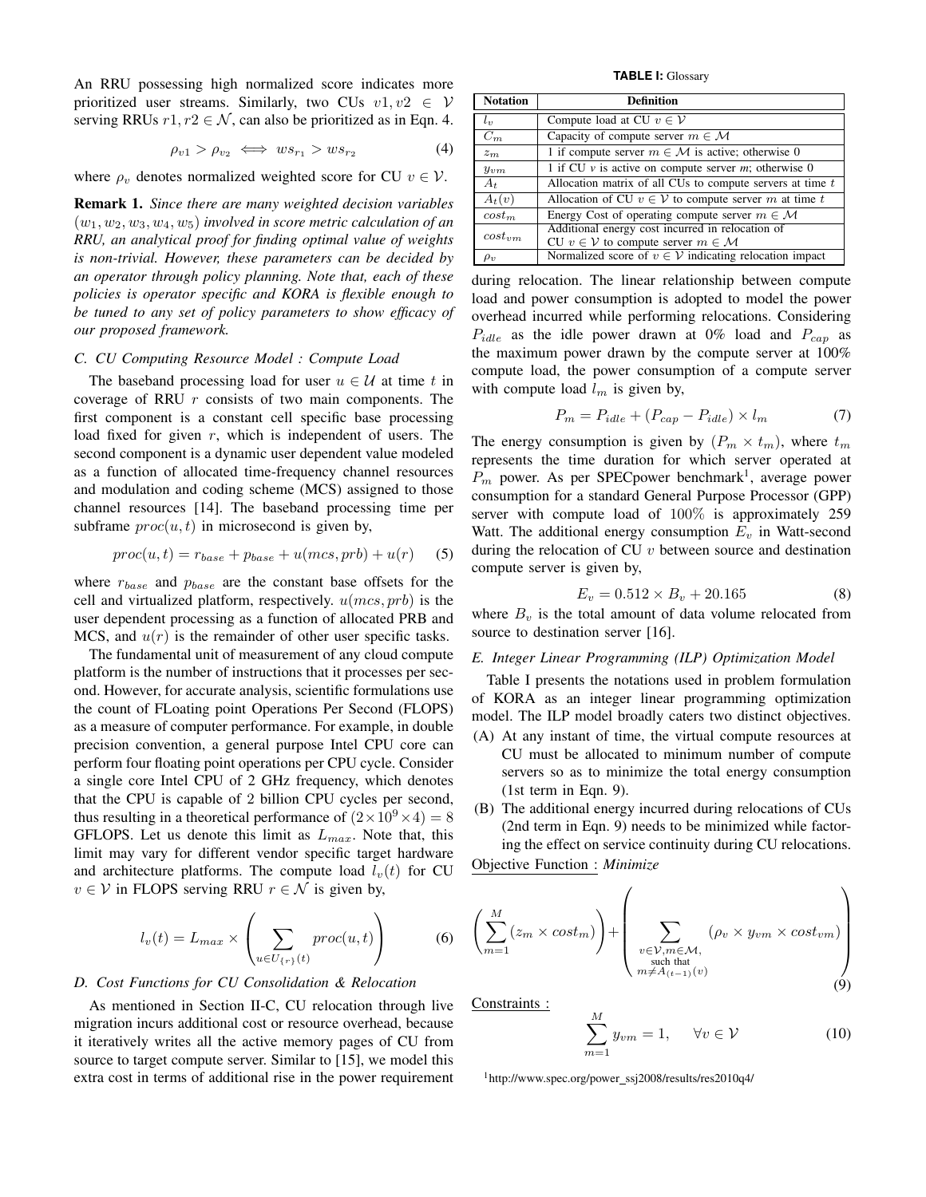An RRU possessing high normalized score indicates more prioritized user streams. Similarly, two CUs $v1, v2 \in \mathcal{V}$ serving RRUs $r1, r2 \in \mathcal{N}$, can also be prioritized as in Eqn. 4.

$$\rho_{v1} > \rho_{v_2} \iff ws_{r_1} > ws_{r_2} \tag{4}$$

where $\rho_v$ denotes normalized weighted score for CU $v \in \mathcal{V}$.

**Remark 1.** *Since there are many weighted decision variables* $(w_1, w_2, w_3, w_4, w_5)$ *involved in score metric calculation of an RRU, an analytical proof for finding optimal value of weights is non-trivial. However, these parameters can be decided by an operator through policy planning. Note that, each of these policies is operator specific and KORA is flexible enough to be tuned to any set of policy parameters to show efficacy of our proposed framework.*

### C. CU Computing Resource Model : Compute Load

The baseband processing load for user $u \in \mathcal{U}$ at time $t$ in coverage of RRU $r$ consists of two main components. The first component is a constant cell specific base processing load fixed for given $r$, which is independent of users. The second component is a dynamic user dependent value modeled as a function of allocated time-frequency channel resources and modulation and coding scheme (MCS) assigned to those channel resources [14]. The baseband processing time per subframe $proc(u, t)$ in microsecond is given by,

$$proc(u, t) = r_{base} + p_{base} + u(mcs, prb) + u(r) \tag{5}$$

where $r_{base}$ and $p_{base}$ are the constant base offsets for the cell and virtualized platform, respectively. $u(mcs, prb)$ is the user dependent processing as a function of allocated PRB and MCS, and $u(r)$ is the remainder of other user specific tasks.

The fundamental unit of measurement of any cloud compute platform is the number of instructions that it processes per second. However, for accurate analysis, scientific formulations use the count of FLoating point Operations Per Second (FLOPS) as a measure of computer performance. For example, in double precision convention, a general purpose Intel CPU core can perform four floating point operations per CPU cycle. Consider a single core Intel CPU of 2 GHz frequency, which denotes that the CPU is capable of 2 billion CPU cycles per second, thus resulting in a theoretical performance of $(2 \times 10^9 \times 4) = 8$ GFLOPS. Let us denote this limit as $L_{max}$. Note that, this limit may vary for different vendor specific target hardware and architecture platforms. The compute load $l_v(t)$ for CU $v \in \mathcal{V}$ in FLOPS serving RRU $r \in \mathcal{N}$ is given by,

$$l_v(t) = L_{max} \times \left( \sum_{u \in U_{\{r\}}(t)} proc(u, t) \right) \tag{6}$$

### D. Cost Functions for CU Consolidation & Relocation

As mentioned in Section II-C, CU relocation through live migration incurs additional cost or resource overhead, because it iteratively writes all the active memory pages of CU from source to target compute server. Similar to [15], we model this extra cost in terms of additional rise in the power requirement during relocation. The linear relationship between compute load and power consumption is adopted to model the power overhead incurred while performing relocations. Considering $P_{idle}$ as the idle power drawn at 0% load and $P_{cap}$ as the maximum power drawn by the compute server at 100% compute load, the power consumption of a compute server with compute load $l_m$ is given by,

**TABLE I:** Glossary

| Notation | Definition |
|---|---|
| $l_v$ | Compute load at CU $v \in \mathcal{V}$ |
| $C_m$ | Capacity of compute server $m \in \mathcal{M}$ |
| $z_m$ | 1 if compute server $m \in \mathcal{M}$ is active; otherwise 0 |
| $y_{vm}$ | 1 if CU $v$ is active on compute server $m$; otherwise 0 |
| $A_t$ | Allocation matrix of all CUs to compute servers at time $t$ |
| $A_t(v)$ | Allocation of CU $v \in \mathcal{V}$ to compute server $m$ at time $t$ |
| $cost_m$ | Energy Cost of operating compute server $m \in \mathcal{M}$ |
| $cost_{vm}$ | Additional energy cost incurred in relocation of CU $v \in \mathcal{V}$ to compute server $m \in \mathcal{M}$ |
| $\rho_v$ | Normalized score of $v \in \mathcal{V}$ indicating relocation impact |

$$P_m = P_{idle} + (P_{cap} - P_{idle}) \times l_m \tag{7}$$

The energy consumption is given by $(P_m \times t_m)$, where $t_m$ represents the time duration for which server operated at $P_m$ power. As per SPECpower benchmark[1], average power consumption for a standard General Purpose Processor (GPP) server with compute load of 100% is approximately 259 Watt. The additional energy consumption $E_v$ in Watt-second during the relocation of CU $v$ between source and destination compute server is given by,

$$E_v = 0.512 \times B_v + 20.165 \tag{8}$$

where $B_v$ is the total amount of data volume relocated from source to destination server [16].

### E. Integer Linear Programming (ILP) Optimization Model

Table I presents the notations used in problem formulation of KORA as an integer linear programming optimization model. The ILP model broadly caters two distinct objectives.

(A) At any instant of time, the virtual compute resources at CU must be allocated to minimum number of compute servers so as to minimize the total energy consumption (1st term in Eqn. 9).

(B) The additional energy incurred during relocations of CUs (2nd term in Eqn. 9) needs to be minimized while factoring the effect on service continuity during CU relocations.

Objective Function : *Minimize*

$$\left( \sum_{m=1}^{M} (z_m \times cost_m) \right) + \left( \sum_{\substack{v \in \mathcal{V}, m \in \mathcal{M}, \\ \text{such that} \\ m \neq A_{(t-1)}(v)}} (\rho_v \times y_{vm} \times cost_{vm}) \right) \tag{9}$$

Constraints :

$$\sum_{m=1}^{M} y_{vm} = 1, \quad \forall v \in \mathcal{V} \tag{10}$$

[1] http://www.spec.org/power_ssj2008/results/res2010q4/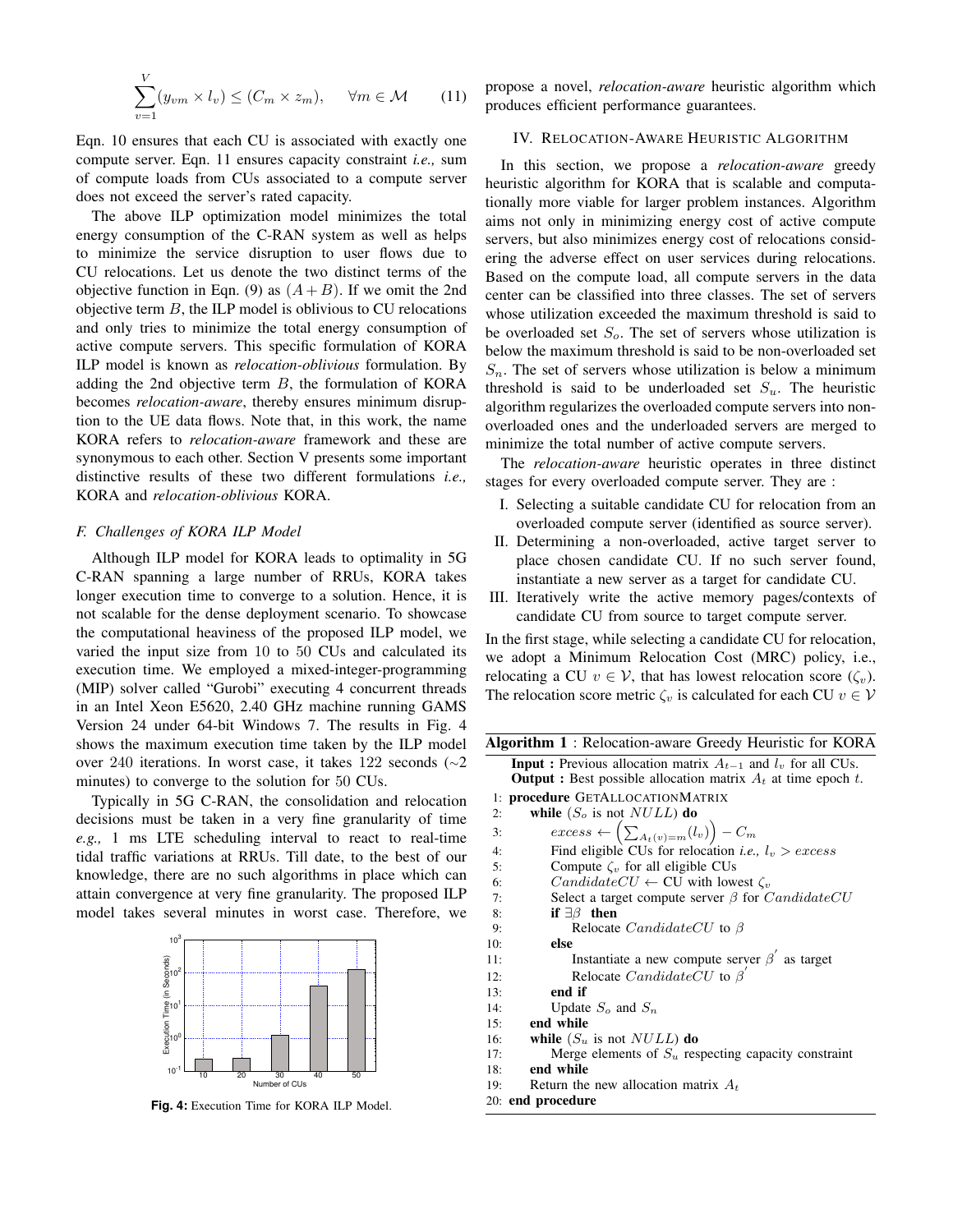$$\sum_{v=1}^{V}(y_{vm} \times l_v) \leq (C_m \times z_m), \quad \forall m \in \mathcal{M} \tag{11}$$

Eqn. 10 ensures that each CU is associated with exactly one compute server. Eqn. 11 ensures capacity constraint *i.e.,* sum of compute loads from CUs associated to a compute server does not exceed the server's rated capacity.

The above ILP optimization model minimizes the total energy consumption of the C-RAN system as well as helps to minimize the service disruption to user flows due to CU relocations. Let us denote the two distinct terms of the objective function in Eqn. (9) as $(A + B)$. If we omit the 2nd objective term $B$, the ILP model is oblivious to CU relocations and only tries to minimize the total energy consumption of active compute servers. This specific formulation of KORA ILP model is known as *relocation-oblivious* formulation. By adding the 2nd objective term $B$, the formulation of KORA becomes *relocation-aware*, thereby ensures minimum disruption to the UE data flows. Note that, in this work, the name KORA refers to *relocation-aware* framework and these are synonymous to each other. Section V presents some important distinctive results of these two different formulations *i.e.,* KORA and *relocation-oblivious* KORA.

### F. Challenges of KORA ILP Model

Although ILP model for KORA leads to optimality in 5G C-RAN spanning a large number of RRUs, KORA takes longer execution time to converge to a solution. Hence, it is not scalable for the dense deployment scenario. To showcase the computational heaviness of the proposed ILP model, we varied the input size from 10 to 50 CUs and calculated its execution time. We employed a mixed-integer-programming (MIP) solver called "Gurobi" executing 4 concurrent threads in an Intel Xeon E5620, 2.40 GHz machine running GAMS Version 24 under 64-bit Windows 7. The results in Fig. 4 shows the maximum execution time taken by the ILP model over 240 iterations. In worst case, it takes 122 seconds ($\sim$2 minutes) to converge to the solution for 50 CUs.

Typically in 5G C-RAN, the consolidation and relocation decisions must be taken in a very fine granularity of time *e.g.,* 1 ms LTE scheduling interval to react to real-time tidal traffic variations at RRUs. Till date, to the best of our knowledge, there are no such algorithms in place which can attain convergence at very fine granularity. The proposed ILP model takes several minutes in worst case. Therefore, we propose a novel, *relocation-aware* heuristic algorithm which produces efficient performance guarantees.

**Fig. 4:** Execution Time for KORA ILP Model.

## IV. Relocation-Aware Heuristic Algorithm

In this section, we propose a *relocation-aware* greedy heuristic algorithm for KORA that is scalable and computationally more viable for larger problem instances. Algorithm aims not only in minimizing energy cost of active compute servers, but also minimizes energy cost of relocations considering the adverse effect on user services during relocations. Based on the compute load, all compute servers in the data center can be classified into three classes. The set of servers whose utilization exceeded the maximum threshold is said to be overloaded set $S_o$. The set of servers whose utilization is below the maximum threshold is said to be non-overloaded set $S_n$. The set of servers whose utilization is below a minimum threshold is said to be underloaded set $S_u$. The heuristic algorithm regularizes the overloaded compute servers into non-overloaded ones and the underloaded servers are merged to minimize the total number of active compute servers.

The *relocation-aware* heuristic operates in three distinct stages for every overloaded compute server. They are :

I. Selecting a suitable candidate CU for relocation from an overloaded compute server (identified as source server).
II. Determining a non-overloaded, active target server to place chosen candidate CU. If no such server found, instantiate a new server as a target for candidate CU.
III. Iteratively write the active memory pages/contexts of candidate CU from source to target compute server.

In the first stage, while selecting a candidate CU for relocation, we adopt a Minimum Relocation Cost (MRC) policy, i.e., relocating a CU $v \in \mathcal{V}$, that has lowest relocation score ($\zeta_v$). The relocation score metric $\zeta_v$ is calculated for each CU $v \in \mathcal{V}$

**Algorithm 1** : Relocation-aware Greedy Heuristic for KORA

**Input :** Previous allocation matrix $A_{t-1}$ and $l_v$ for all CUs.
**Output :** Best possible allocation matrix $A_t$ at time epoch $t$.

```
1:  procedure GETALLOCATIONMATRIX
2:      while (S_o is not NULL) do
3:          excess ← (Σ_{A_t(v)=m}(l_v)) − C_m
4:          Find eligible CUs for relocation i.e., l_v > excess
5:          Compute ζ_v for all eligible CUs
6:          CandidateCU ← CU with lowest ζ_v
7:          Select a target compute server β for CandidateCU
8:          if ∃β then
9:              Relocate CandidateCU to β
10:         else
11:             Instantiate a new compute server β' as target
12:             Relocate CandidateCU to β'
13:         end if
14:         Update S_o and S_n
15:     end while
16:     while (S_u is not NULL) do
17:         Merge elements of S_u respecting capacity constraint
18:     end while
19:     Return the new allocation matrix A_t
20: end procedure
```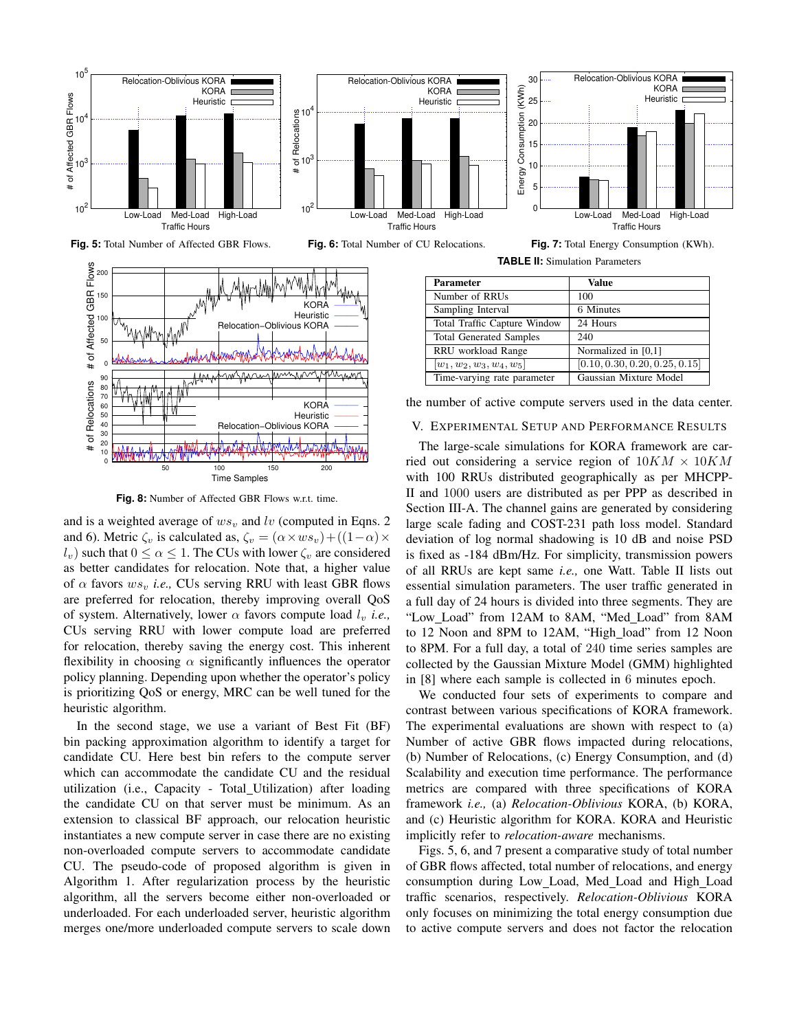Fig. 5: Total Number of Affected GBR Flows.

Fig. 6: Total Number of CU Relocations.

Fig. 7: Total Energy Consumption (KWh).

Fig. 8: Number of Affected GBR Flows w.r.t. time.

and is a weighted average of $ws_v$ and $lv$ (computed in Eqns. 2 and 6). Metric $\zeta_v$ is calculated as, $\zeta_v = (\alpha \times ws_v) + ((1-\alpha) \times l_v)$ such that $0 \leq \alpha \leq 1$. The CUs with lower $\zeta_v$ are considered as better candidates for relocation. Note that, a higher value of $\alpha$ favors $ws_v$ *i.e.,* CUs serving RRU with least GBR flows are preferred for relocation, thereby improving overall QoS of system. Alternatively, lower $\alpha$ favors compute load $l_v$ *i.e.,* CUs serving RRU with lower compute load are preferred for relocation, thereby saving the energy cost. This inherent flexibility in choosing $\alpha$ significantly influences the operator policy planning. Depending upon whether the operator's policy is prioritizing QoS or energy, MRC can be well tuned for the heuristic algorithm.

In the second stage, we use a variant of Best Fit (BF) bin packing approximation algorithm to identify a target for candidate CU. Here best bin refers to the compute server which can accommodate the candidate CU and the residual utilization (i.e., Capacity - Total_Utilization) after loading the candidate CU on that server must be minimum. As an extension to classical BF approach, our relocation heuristic instantiates a new compute server in case there are no existing non-overloaded compute servers to accommodate candidate CU. The pseudo-code of proposed algorithm is given in Algorithm 1. After regularization process by the heuristic algorithm, all the servers become either non-overloaded or underloaded. For each underloaded server, heuristic algorithm merges one/more underloaded compute servers to scale down the number of active compute servers used in the data center.

TABLE II: Simulation Parameters

| Parameter | Value |
|---|---|
| Number of RRUs | 100 |
| Sampling Interval | 6 Minutes |
| Total Traffic Capture Window | 24 Hours |
| Total Generated Samples | 240 |
| RRU workload Range | Normalized in [0,1] |
| $[w_1, w_2, w_3, w_4, w_5]$ | $[0.10, 0.30, 0.20, 0.25, 0.15]$ |
| Time-varying rate parameter | Gaussian Mixture Model |

## V. Experimental Setup and Performance Results

The large-scale simulations for KORA framework are carried out considering a service region of $10KM \times 10KM$ with 100 RRUs distributed geographically as per MHCPP-II and 1000 users are distributed as per PPP as described in Section III-A. The channel gains are generated by considering large scale fading and COST-231 path loss model. Standard deviation of log normal shadowing is 10 dB and noise PSD is fixed as -184 dBm/Hz. For simplicity, transmission powers of all RRUs are kept same *i.e.,* one Watt. Table II lists out essential simulation parameters. The user traffic generated in a full day of 24 hours is divided into three segments. They are "Low_Load" from 12AM to 8AM, "Med_Load" from 8AM to 12 Noon and 8PM to 12AM, "High_load" from 12 Noon to 8PM. For a full day, a total of 240 time series samples are collected by the Gaussian Mixture Model (GMM) highlighted in [8] where each sample is collected in 6 minutes epoch.

We conducted four sets of experiments to compare and contrast between various specifications of KORA framework. The experimental evaluations are shown with respect to (a) Number of active GBR flows impacted during relocations, (b) Number of Relocations, (c) Energy Consumption, and (d) Scalability and execution time performance. The performance metrics are compared with three specifications of KORA framework *i.e.,* (a) *Relocation-Oblivious* KORA, (b) KORA, and (c) Heuristic algorithm for KORA. KORA and Heuristic implicitly refer to *relocation-aware* mechanisms.

Figs. 5, 6, and 7 present a comparative study of total number of GBR flows affected, total number of relocations, and energy consumption during Low_Load, Med_Load and High_Load traffic scenarios, respectively. *Relocation-Oblivious* KORA only focuses on minimizing the total energy consumption due to active compute servers and does not factor the relocation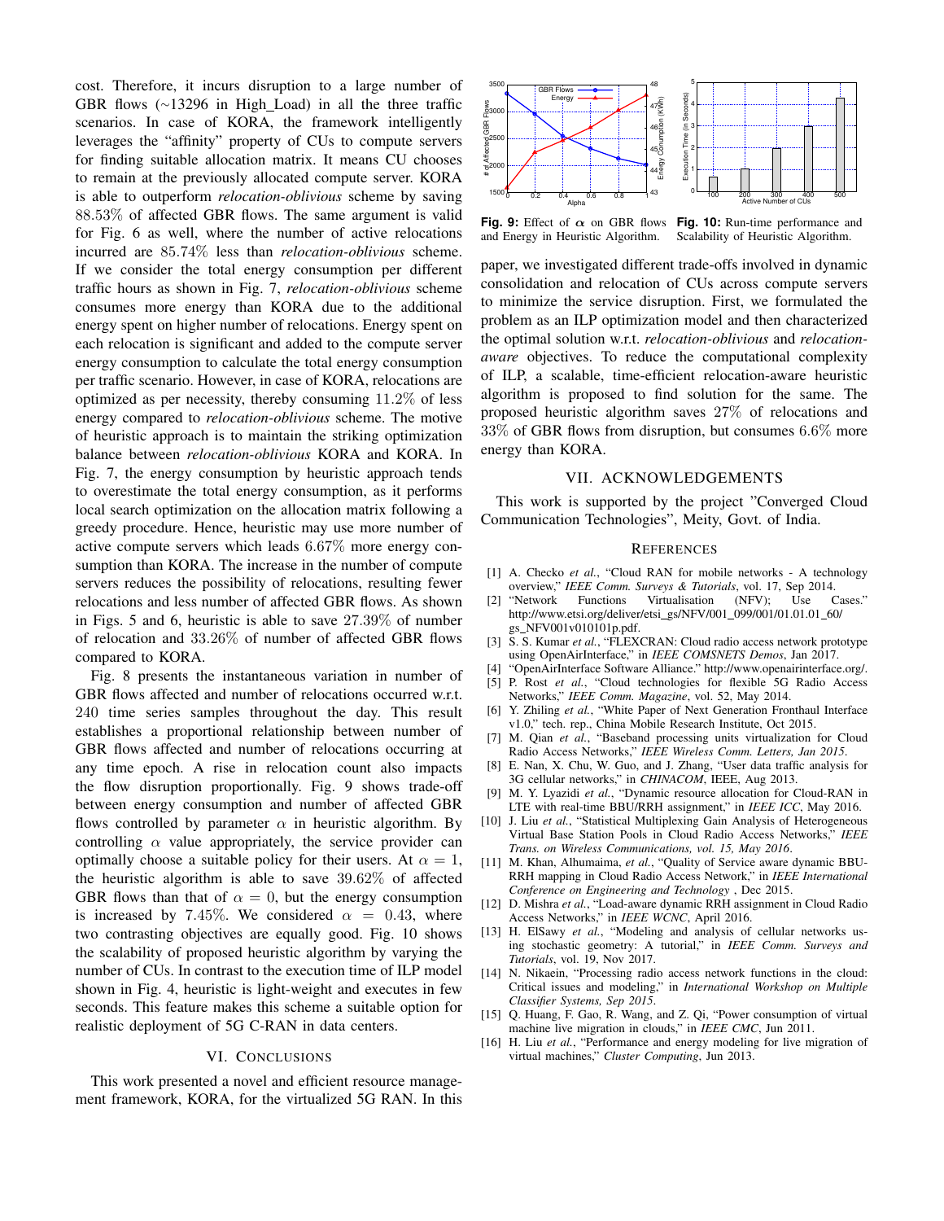cost. Therefore, it incurs disruption to a large number of GBR flows (~13296 in High_Load) in all the three traffic scenarios. In case of KORA, the framework intelligently leverages the "affinity" property of CUs to compute servers for finding suitable allocation matrix. It means CU chooses to remain at the previously allocated compute server. KORA is able to outperform *relocation-oblivious* scheme by saving $88.53\%$ of affected GBR flows. The same argument is valid for Fig. 6 as well, where the number of active relocations incurred are $85.74\%$ less than *relocation-oblivious* scheme. If we consider the total energy consumption per different traffic hours as shown in Fig. 7, *relocation-oblivious* scheme consumes more energy than KORA due to the additional energy spent on higher number of relocations. Energy spent on each relocation is significant and added to the compute server energy consumption to calculate the total energy consumption per traffic scenario. However, in case of KORA, relocations are optimized as per necessity, thereby consuming $11.2\%$ of less energy compared to *relocation-oblivious* scheme. The motive of heuristic approach is to maintain the striking optimization balance between *relocation-oblivious* KORA and KORA. In Fig. 7, the energy consumption by heuristic approach tends to overestimate the total energy consumption, as it performs local search optimization on the allocation matrix following a greedy procedure. Hence, heuristic may use more number of active compute servers which leads $6.67\%$ more energy consumption than KORA. The increase in the number of compute servers reduces the possibility of relocations, resulting fewer relocations and less number of affected GBR flows. As shown in Figs. 5 and 6, heuristic is able to save $27.39\%$ of number of relocation and $33.26\%$ of number of affected GBR flows compared to KORA.

Fig. 8 presents the instantaneous variation in number of GBR flows affected and number of relocations occurred w.r.t. 240 time series samples throughout the day. This result establishes a proportional relationship between number of GBR flows affected and number of relocations occurring at any time epoch. A rise in relocation count also impacts the flow disruption proportionally. Fig. 9 shows trade-off between energy consumption and number of affected GBR flows controlled by parameter $\alpha$ in heuristic algorithm. By controlling $\alpha$ value appropriately, the service provider can optimally choose a suitable policy for their users. At $\alpha = 1$, the heuristic algorithm is able to save $39.62\%$ of affected GBR flows than that of $\alpha = 0$, but the energy consumption is increased by $7.45\%$. We considered $\alpha = 0.43$, where two contrasting objectives are equally good. Fig. 10 shows the scalability of proposed heuristic algorithm by varying the number of CUs. In contrast to the execution time of ILP model shown in Fig. 4, heuristic is light-weight and executes in few seconds. This feature makes this scheme a suitable option for realistic deployment of 5G C-RAN in data centers.

## VI. Conclusions

This work presented a novel and efficient resource management framework, KORA, for the virtualized 5G RAN. In this paper, we investigated different trade-offs involved in dynamic consolidation and relocation of CUs across compute servers to minimize the service disruption. First, we formulated the problem as an ILP optimization model and then characterized the optimal solution w.r.t. *relocation-oblivious* and *relocation-aware* objectives. To reduce the computational complexity of ILP, a scalable, time-efficient relocation-aware heuristic algorithm is proposed to find solution for the same. The proposed heuristic algorithm saves $27\%$ of relocations and $33\%$ of GBR flows from disruption, but consumes $6.6\%$ more energy than KORA.

GBR Flows
Energy
# of Affected GBR Flows
3500
3000
2500
2000
1500
Energy Consumption (KWh)
48
47
46
45
44
43
0
0.2
0.4
0.6
0.8
1
Alpha

**Fig. 9:** Effect of $\alpha$ on GBR flows and Energy in Heuristic Algorithm.

Execution Time (in Seconds)
5
4
3
2
1
0
100
200
300
400
500
Active Number of CUs

**Fig. 10:** Run-time performance and Scalability of Heuristic Algorithm.

## VII. Acknowledgements

This work is supported by the project "Converged Cloud Communication Technologies", Meity, Govt. of India.

## References

[1] A. Checko *et al.*, "Cloud RAN for mobile networks - A technology overview," *IEEE Comm. Surveys & Tutorials*, vol. 17, Sep 2014.

[2] "Network Functions Virtualisation (NFV); Use Cases." http://www.etsi.org/deliver/etsi_gs/NFV/001_099/001/01.01.01_60/gs_NFV001v010101p.pdf.

[3] S. S. Kumar *et al.*, "FLEXCRAN: Cloud radio access network prototype using OpenAirInterface," in *IEEE COMSNETS Demos*, Jan 2017.

[4] "OpenAirInterface Software Alliance." http://www.openairinterface.org/.

[5] P. Rost *et al.*, "Cloud technologies for flexible 5G Radio Access Networks," *IEEE Comm. Magazine*, vol. 52, May 2014.

[6] Y. Zhiling *et al.*, "White Paper of Next Generation Fronthaul Interface v1.0," tech. rep., China Mobile Research Institute, Oct 2015.

[7] M. Qian *et al.*, "Baseband processing units virtualization for Cloud Radio Access Networks," *IEEE Wireless Comm. Letters, Jan 2015*.

[8] E. Nan, X. Chu, W. Guo, and J. Zhang, "User data traffic analysis for 3G cellular networks," in *CHINACOM*, IEEE, Aug 2013.

[9] M. Y. Lyazidi *et al.*, "Dynamic resource allocation for Cloud-RAN in LTE with real-time BBU/RRH assignment," in *IEEE ICC*, May 2016.

[10] J. Liu *et al.*, "Statistical Multiplexing Gain Analysis of Heterogeneous Virtual Base Station Pools in Cloud Radio Access Networks," *IEEE Trans. on Wireless Communications, vol. 15, May 2016*.

[11] M. Khan, Alhumaima, *et al.*, "Quality of Service aware dynamic BBU-RRH mapping in Cloud Radio Access Network," in *IEEE International Conference on Engineering and Technology* , Dec 2015.

[12] D. Mishra *et al.*, "Load-aware dynamic RRH assignment in Cloud Radio Access Networks," in *IEEE WCNC*, April 2016.

[13] H. ElSawy *et al.*, "Modeling and analysis of cellular networks using stochastic geometry: A tutorial," in *IEEE Comm. Surveys and Tutorials*, vol. 19, Nov 2017.

[14] N. Nikaein, "Processing radio access network functions in the cloud: Critical issues and modeling," in *International Workshop on Multiple Classifier Systems, Sep 2015*.

[15] Q. Huang, F. Gao, R. Wang, and Z. Qi, "Power consumption of virtual machine live migration in clouds," in *IEEE CMC*, Jun 2011.

[16] H. Liu *et al.*, "Performance and energy modeling for live migration of virtual machines," *Cluster Computing*, Jun 2013.